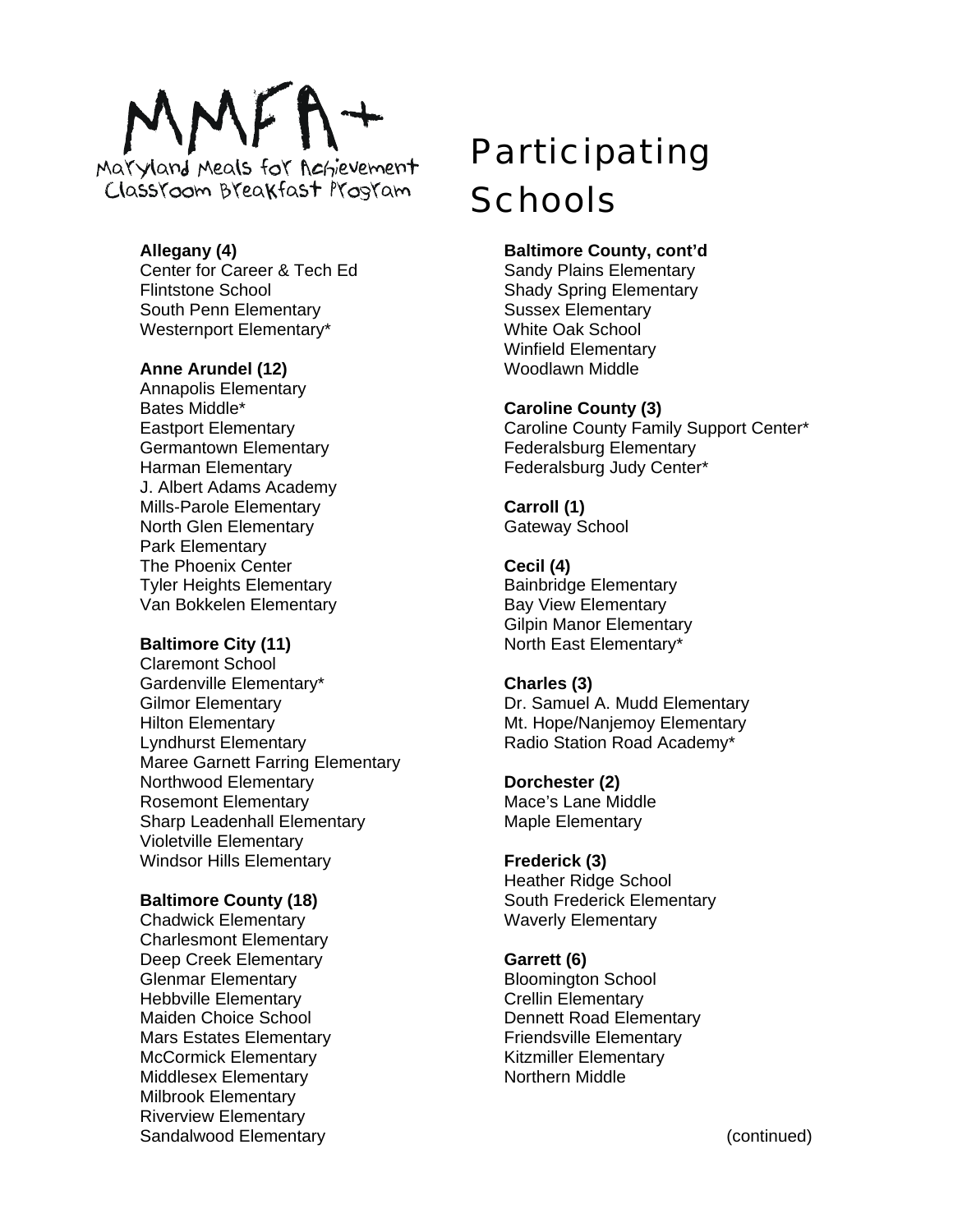# MMFA+

Maryland Meals for Achievement Classroom Breakfast Program

# Participating Schools

**Allegany (4)**
Center for Career & Tech Ed
Flintstone School
South Penn Elementary
Westernport Elementary*

**Anne Arundel (12)**
Annapolis Elementary
Bates Middle*
Eastport Elementary
Germantown Elementary
Harman Elementary
J. Albert Adams Academy
Mills-Parole Elementary
North Glen Elementary
Park Elementary
The Phoenix Center
Tyler Heights Elementary
Van Bokkelen Elementary

**Baltimore City (11)**
Claremont School
Gardenville Elementary*
Gilmor Elementary
Hilton Elementary
Lyndhurst Elementary
Maree Garnett Farring Elementary
Northwood Elementary
Rosemont Elementary
Sharp Leadenhall Elementary
Violetville Elementary
Windsor Hills Elementary

**Baltimore County (18)**
Chadwick Elementary
Charlesmont Elementary
Deep Creek Elementary
Glenmar Elementary
Hebbville Elementary
Maiden Choice School
Mars Estates Elementary
McCormick Elementary
Middlesex Elementary
Milbrook Elementary
Riverview Elementary
Sandalwood Elementary

**Baltimore County, cont'd**
Sandy Plains Elementary
Shady Spring Elementary
Sussex Elementary
White Oak School
Winfield Elementary
Woodlawn Middle

**Caroline County (3)**
Caroline County Family Support Center*
Federalsburg Elementary
Federalsburg Judy Center*

**Carroll (1)**
Gateway School

**Cecil (4)**
Bainbridge Elementary
Bay View Elementary
Gilpin Manor Elementary
North East Elementary*

**Charles (3)**
Dr. Samuel A. Mudd Elementary
Mt. Hope/Nanjemoy Elementary
Radio Station Road Academy*

**Dorchester (2)**
Mace's Lane Middle
Maple Elementary

**Frederick (3)**
Heather Ridge School
South Frederick Elementary
Waverly Elementary

**Garrett (6)**
Bloomington School
Crellin Elementary
Dennett Road Elementary
Friendsville Elementary
Kitzmiller Elementary
Northern Middle

(continued)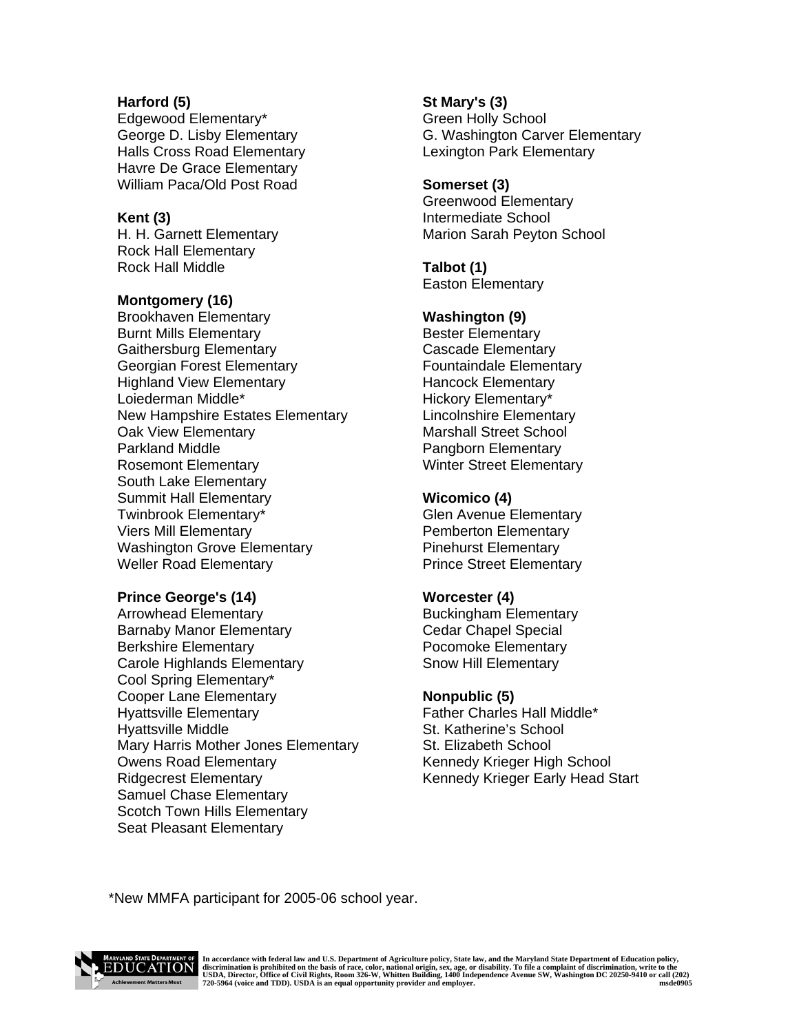**Harford (5)**
Edgewood Elementary*
George D. Lisby Elementary
Halls Cross Road Elementary
Havre De Grace Elementary
William Paca/Old Post Road

**Kent (3)**
H. H. Garnett Elementary
Rock Hall Elementary
Rock Hall Middle

**Montgomery (16)**
Brookhaven Elementary
Burnt Mills Elementary
Gaithersburg Elementary
Georgian Forest Elementary
Highland View Elementary
Loiederman Middle*
New Hampshire Estates Elementary
Oak View Elementary
Parkland Middle
Rosemont Elementary
South Lake Elementary
Summit Hall Elementary
Twinbrook Elementary*
Viers Mill Elementary
Washington Grove Elementary
Weller Road Elementary

**Prince George's (14)**
Arrowhead Elementary
Barnaby Manor Elementary
Berkshire Elementary
Carole Highlands Elementary
Cool Spring Elementary*
Cooper Lane Elementary
Hyattsville Elementary
Hyattsville Middle
Mary Harris Mother Jones Elementary
Owens Road Elementary
Ridgecrest Elementary
Samuel Chase Elementary
Scotch Town Hills Elementary
Seat Pleasant Elementary

**St Mary's (3)**
Green Holly School
G. Washington Carver Elementary
Lexington Park Elementary

**Somerset (3)**
Greenwood Elementary
Intermediate School
Marion Sarah Peyton School

**Talbot (1)**
Easton Elementary

**Washington (9)**
Bester Elementary
Cascade Elementary
Fountaindale Elementary
Hancock Elementary
Hickory Elementary*
Lincolnshire Elementary
Marshall Street School
Pangborn Elementary
Winter Street Elementary

**Wicomico (4)**
Glen Avenue Elementary
Pemberton Elementary
Pinehurst Elementary
Prince Street Elementary

**Worcester (4)**
Buckingham Elementary
Cedar Chapel Special
Pocomoke Elementary
Snow Hill Elementary

**Nonpublic (5)**
Father Charles Hall Middle*
St. Katherine's School
St. Elizabeth School
Kennedy Krieger High School
Kennedy Krieger Early Head Start

*New MMFA participant for 2005-06 school year.

Maryland State Department of Education — Achievement Matters Most

In accordance with federal law and U.S. Department of Agriculture policy, State law, and the Maryland State Department of Education policy, discrimination is prohibited on the basis of race, color, national origin, sex, age, or disability. To file a complaint of discrimination, write to the USDA, Director, Office of Civil Rights, Room 326-W, Whitten Building, 1400 Independence Avenue SW, Washington DC 20250-9410 or call (202) 720-5964 (voice and TDD). USDA is an equal opportunity provider and employer. msde0905